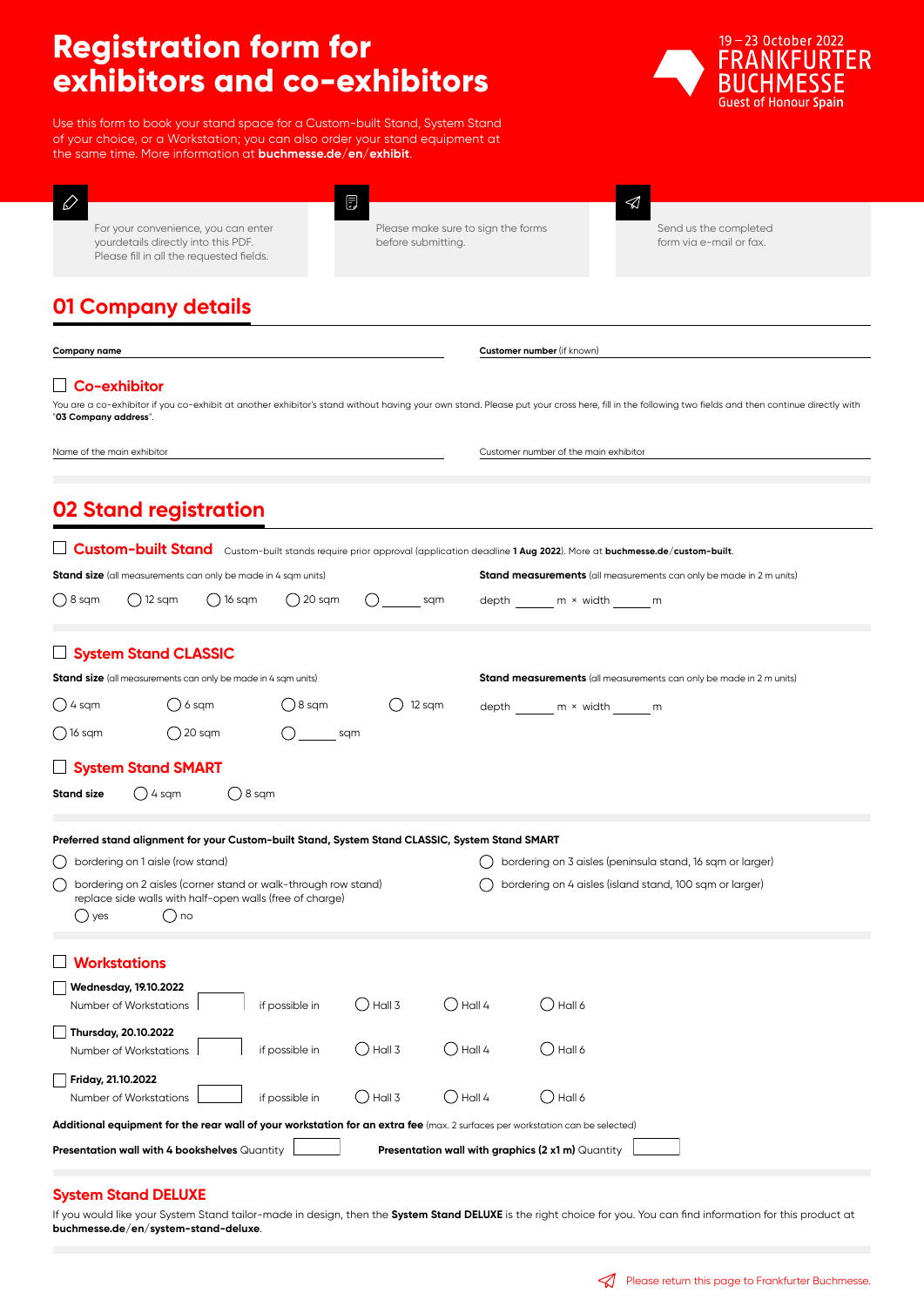# Registration form for exhibitors and co-exhibitors

19 – 23 October 2022
FRANKFURTER BUCHMESSE
Guest of Honour Spain

Use this form to book your stand space for a Custom-built Stand, System Stand of your choice, or a Workstation; you can also order your stand equipment at the same time. More information at **buchmesse.de/en/exhibit**.

For your convenience, you can enter yourdetails directly into this PDF. Please fill in all the requested fields.

Please make sure to sign the forms before submitting.

Send us the completed form via e-mail or fax.

## 01 Company details

**Company name** ____________________

**Customer number** (if known) ____________________

### ☐ Co-exhibitor

You are a co-exhibitor if you co-exhibit at another exhibitor's stand without having your own stand. Please put your cross here, fill in the following two fields and then continue directly with "**03 Company address**".

Name of the main exhibitor ____________________

Customer number of the main exhibitor ____________________

## 02 Stand registration

### ☐ Custom-built Stand

Custom-built stands require prior approval (application deadline **1 Aug 2022**). More at **buchmesse.de/custom-built**.

**Stand size** (all measurements can only be made in 4 sqm units)

◯ 8 sqm ◯ 12 sqm ◯ 16 sqm ◯ 20 sqm ◯ ______ sqm

**Stand measurements** (all measurements can only be made in 2 m units)

depth ______ m × width ______ m

### ☐ System Stand CLASSIC

**Stand size** (all measurements can only be made in 4 sqm units)

◯ 4 sqm ◯ 6 sqm ◯ 8 sqm ◯ 12 sqm

◯ 16 sqm ◯ 20 sqm ◯ ______ sqm

**Stand measurements** (all measurements can only be made in 2 m units)

depth ______ m × width ______ m

### ☐ System Stand SMART

**Stand size** ◯ 4 sqm ◯ 8 sqm

**Preferred stand alignment for your Custom-built Stand, System Stand CLASSIC, System Stand SMART**

◯ bordering on 1 aisle (row stand)

◯ bordering on 2 aisles (corner stand or walk-through row stand) replace side walls with half-open walls (free of charge)
◯ yes ◯ no

◯ bordering on 3 aisles (peninsula stand, 16 sqm or larger)

◯ bordering on 4 aisles (island stand, 100 sqm or larger)

### ☐ Workstations

☐ **Wednesday, 19.10.2022**
Number of Workstations ______ if possible in ◯ Hall 3 ◯ Hall 4 ◯ Hall 6

☐ **Thursday, 20.10.2022**
Number of Workstations ______ if possible in ◯ Hall 3 ◯ Hall 4 ◯ Hall 6

☐ **Friday, 21.10.2022**
Number of Workstations ______ if possible in ◯ Hall 3 ◯ Hall 4 ◯ Hall 6

**Additional equipment for the rear wall of your workstation for an extra fee** (max. 2 surfaces per workstation can be selected)

**Presentation wall with 4 bookshelves** Quantity ______

**Presentation wall with graphics (2 x1 m)** Quantity ______

### System Stand DELUXE

If you would like your System Stand tailor-made in design, then the **System Stand DELUXE** is the right choice for you. You can find information for this product at **buchmesse.de/en/system-stand-deluxe**.

Please return this page to Frankfurter Buchmesse.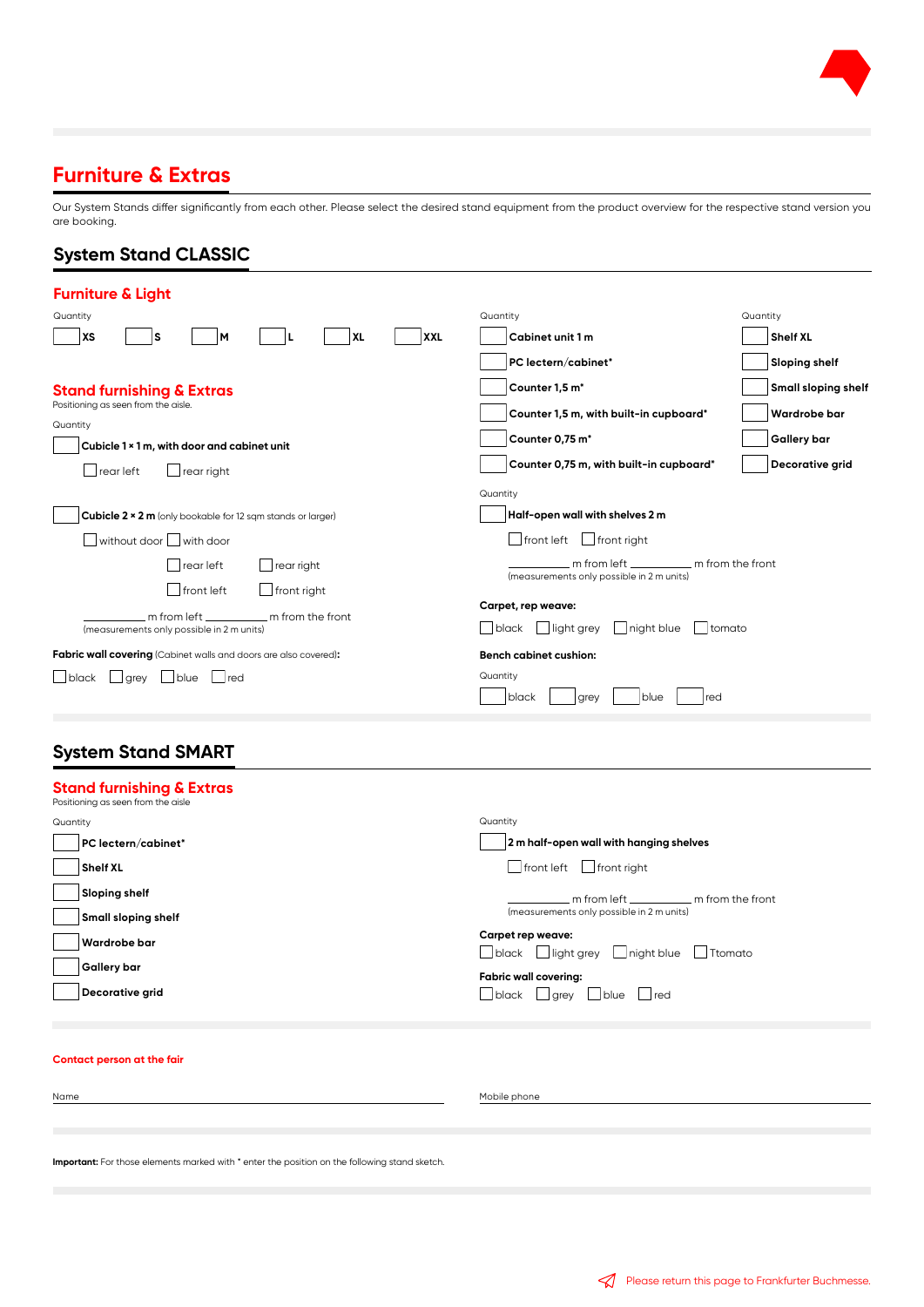# Furniture & Extras

Our System Stands differ significantly from each other. Please select the desired stand equipment from the product overview for the respective stand version you are booking.

## System Stand CLASSIC

### Furniture & Light

Quantity

☐ XS ☐ S ☐ M ☐ L ☐ XL ☐ XXL

### Stand furnishing & Extras

Positioning as seen from the aisle.

Quantity

☐ **Cubicle 1 × 1 m, with door and cabinet unit**

☐ rear left ☐ rear right

☐ **Cubicle 2 × 2 m** (only bookable for 12 sqm stands or larger)

☐ without door ☐ with door

☐ rear left ☐ rear right

☐ front left ☐ front right

\_\_\_\_\_\_\_\_\_\_ m from left \_\_\_\_\_\_\_\_\_\_ m from the front
(measurements only possible in 2 m units)

**Fabric wall covering** (Cabinet walls and doors are also covered)**:**

☐ black ☐ grey ☐ blue ☐ red

Quantity

☐ **Cabinet unit 1 m**

☐ **PC lectern/cabinet***

☐ **Counter 1,5 m***

☐ **Counter 1,5 m, with built-in cupboard***

☐ **Counter 0,75 m***

☐ **Counter 0,75 m, with built-in cupboard***

Quantity

☐ **Shelf XL**

☐ **Sloping shelf**

☐ **Small sloping shelf**

☐ **Wardrobe bar**

☐ **Gallery bar**

☐ **Decorative grid**

Quantity

☐ **Half-open wall with shelves 2 m**

☐ front left ☐ front right

\_\_\_\_\_\_\_\_\_\_ m from left \_\_\_\_\_\_\_\_\_\_ m from the front
(measurements only possible in 2 m units)

**Carpet, rep weave:**

☐ black ☐ light grey ☐ night blue ☐ tomato

**Bench cabinet cushion:**

Quantity

☐ black ☐ grey ☐ blue ☐ red

## System Stand SMART

### Stand furnishing & Extras

Positioning as seen from the aisle

Quantity

☐ **PC lectern/cabinet***

☐ **Shelf XL**

☐ **Sloping shelf**

☐ **Small sloping shelf**

☐ **Wardrobe bar**

☐ **Gallery bar**

☐ **Decorative grid**

Quantity

☐ **2 m half-open wall with hanging shelves**

☐ front left ☐ front right

\_\_\_\_\_\_\_\_\_\_ m from left \_\_\_\_\_\_\_\_\_\_ m from the front
(measurements only possible in 2 m units)

**Carpet rep weave:**

☐ black ☐ light grey ☐ night blue ☐ Ttomato

**Fabric wall covering:**

☐ black ☐ grey ☐ blue ☐ red

**Contact person at the fair**

Name \_\_\_\_\_\_\_\_\_\_\_\_\_\_\_\_\_\_\_\_ Mobile phone \_\_\_\_\_\_\_\_\_\_\_\_\_\_\_\_\_\_\_\_

**Important:** For those elements marked with * enter the position on the following stand sketch.

Please return this page to Frankfurter Buchmesse.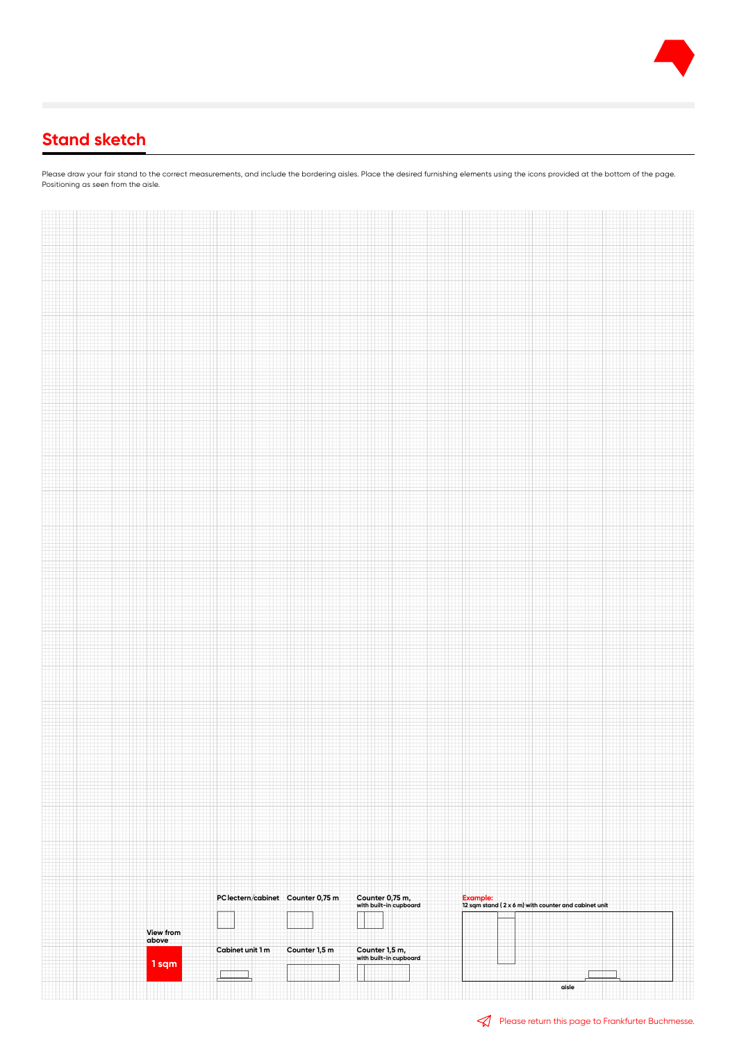## Stand sketch

Please draw your fair stand to the correct measurements, and include the bordering aisles. Place the desired furnishing elements using the icons provided at the bottom of the page. Positioning as seen from the aisle.

View from above

1 sqm

PC lectern/cabinet

Counter 0,75 m

Counter 0,75 m, with built-in cupboard

Cabinet unit 1 m

Counter 1,5 m

Counter 1,5 m, with built-in cupboard

**Example:**
12 sqm stand ( 2 x 6 m) with counter and cabinet unit

aisle

Please return this page to Frankfurter Buchmesse.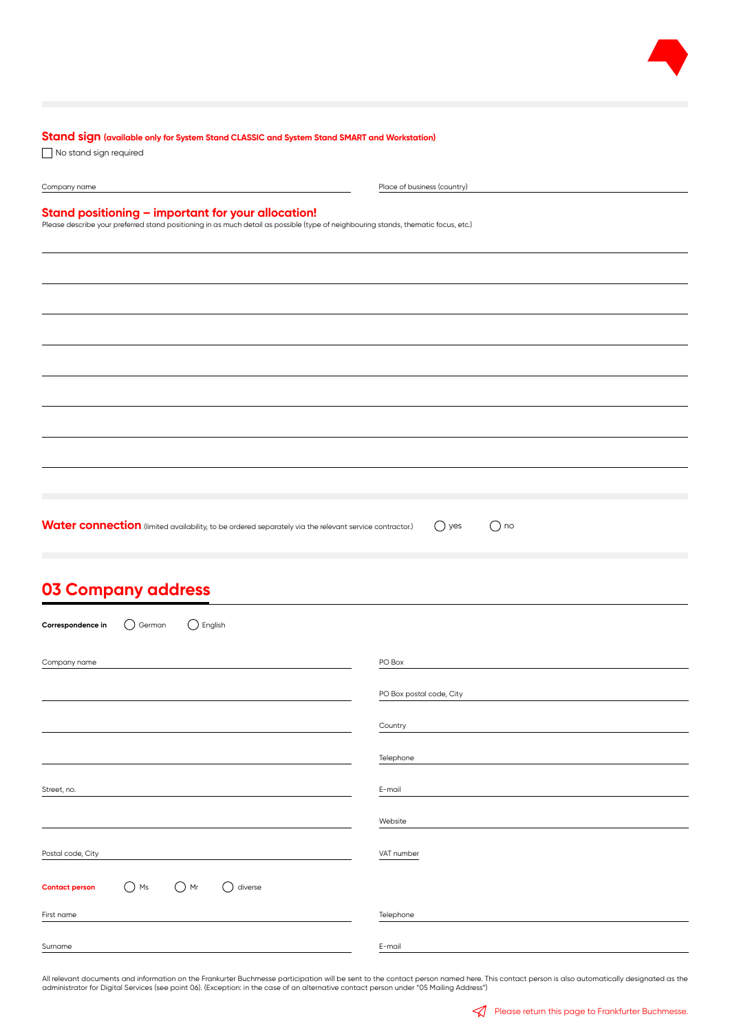## Stand sign (available only for System Stand CLASSIC and System Stand SMART and Workstation)

☐ No stand sign required

Company name

Place of business (country)

## Stand positioning – important for your allocation!

Please describe your preferred stand positioning in as much detail as possible (type of neighbouring stands, thematic focus, etc.)

**Water connection** (limited availability, to be ordered separately via the relevant service contractor.) ◯ yes ◯ no

# 03 Company address

**Correspondence in** ◯ German ◯ English

Company name

PO Box

PO Box postal code, City

Country

Telephone

Street, no.

E-mail

Website

Postal code, City

VAT number

**Contact person** ◯ Ms ◯ Mr ◯ diverse

First name

Telephone

Surname

E-mail

All relevant documents and information on the Frankfurter Buchmesse participation will be sent to the contact person named here. This contact person is also automatically designated as the administrator for Digital Services (see point 06). (Exception: in the case of an alternative contact person under "05 Mailing Address")

Please return this page to Frankfurter Buchmesse.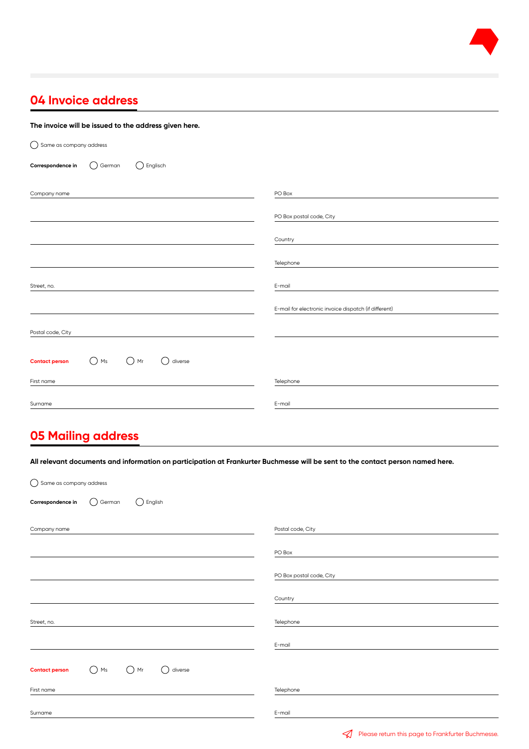## 04 Invoice address

**The invoice will be issued to the address given here.**

◯ Same as company address

**Correspondence in** ◯ German ◯ Englisch

Company name

Street, no.

Postal code, City

PO Box

PO Box postal code, City

Country

Telephone

E-mail

E-mail for electronic invoice dispatch (if different)

**Contact person** ◯ Ms ◯ Mr ◯ diverse

First name

Surname

Telephone

E-mail

## 05 Mailing address

**All relevant documents and information on participation at Frankfurter Buchmesse will be sent to the contact person named here.**

◯ Same as company address

**Correspondence in** ◯ German ◯ English

Company name

Street, no.

Postal code, City

PO Box

PO Box postal code, City

Country

Telephone

E-mail

**Contact person** ◯ Ms ◯ Mr ◯ diverse

First name

Surname

Telephone

E-mail

Please return this page to Frankfurter Buchmesse.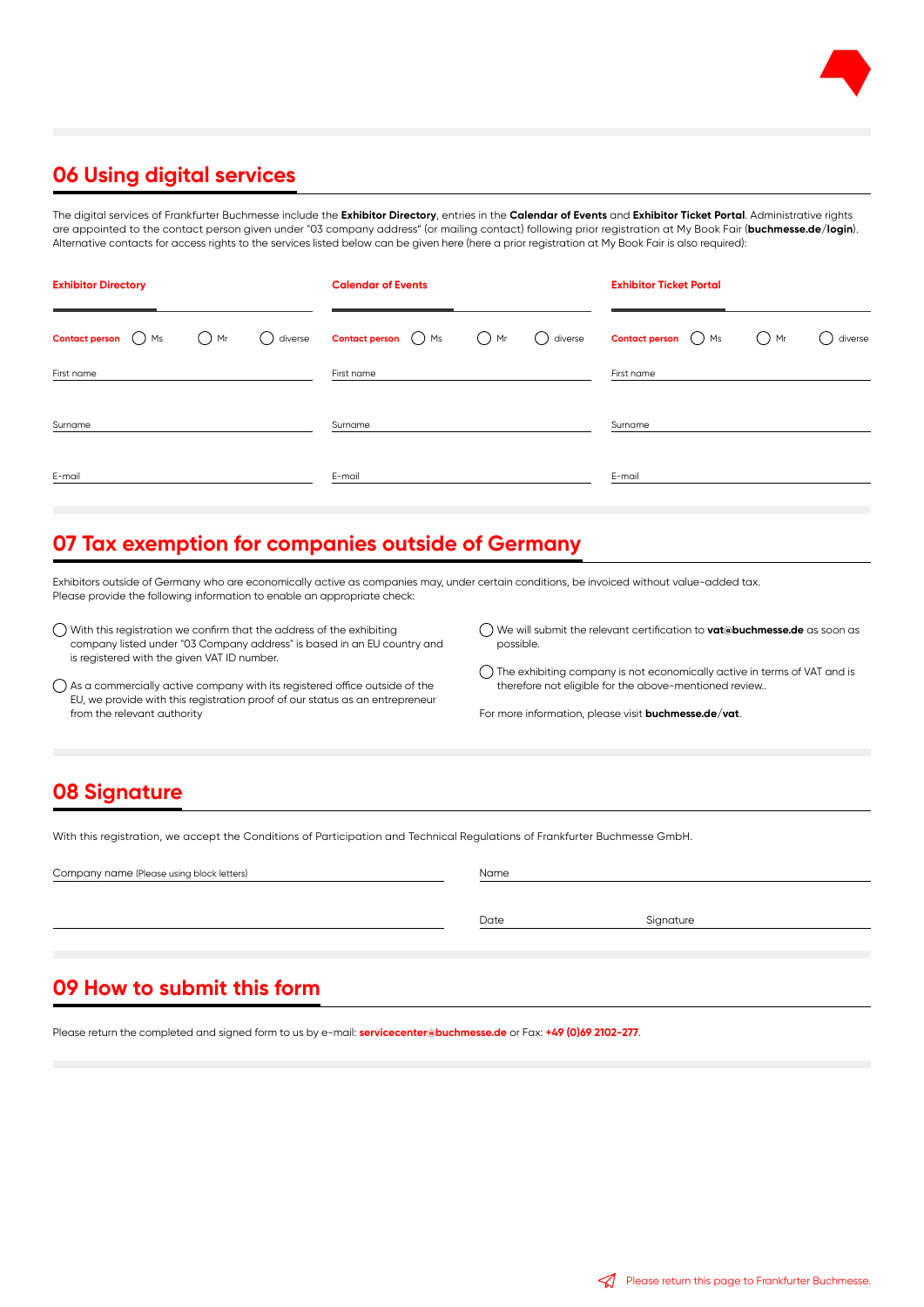## 06 Using digital services

The digital services of Frankfurter Buchmesse include the **Exhibitor Directory**, entries in the **Calendar of Events** and **Exhibitor Ticket Portal**. Administrative rights are appointed to the contact person given under "03 company address" (or mailing contact) following prior registration at My Book Fair (**buchmesse.de/login**). Alternative contacts for access rights to the services listed below can be given here (here a prior registration at My Book Fair is also required):

**Exhibitor Directory**

**Contact person** ◯ Ms ◯ Mr ◯ diverse

First name

Surname

E-mail

**Calendar of Events**

**Contact person** ◯ Ms ◯ Mr ◯ diverse

First name

Surname

E-mail

**Exhibitor Ticket Portal**

**Contact person** ◯ Ms ◯ Mr ◯ diverse

First name

Surname

E-mail

## 07 Tax exemption for companies outside of Germany

Exhibitors outside of Germany who are economically active as companies may, under certain conditions, be invoiced without value-added tax.
Please provide the following information to enable an appropriate check:

◯ With this registration we confirm that the address of the exhibiting company listed under "03 Company address" is based in an EU country and is registered with the given VAT ID number.

◯ As a commercially active company with its registered office outside of the EU, we provide with this registration proof of our status as an entrepreneur from the relevant authority

◯ We will submit the relevant certification to **vat@buchmesse.de** as soon as possible.

◯ The exhibiting company is not economically active in terms of VAT and is therefore not eligible for the above-mentioned review..

For more information, please visit **buchmesse.de/vat**.

## 08 Signature

With this registration, we accept the Conditions of Participation and Technical Regulations of Frankfurter Buchmesse GmbH.

Company name (Please using block letters)

Name

Date

Signature

## 09 How to submit this form

Please return the completed and signed form to us by e-mail: **servicecenter@buchmesse.de** or Fax: **+49 (0)69 2102-277**.

Please return this page to Frankfurter Buchmesse.